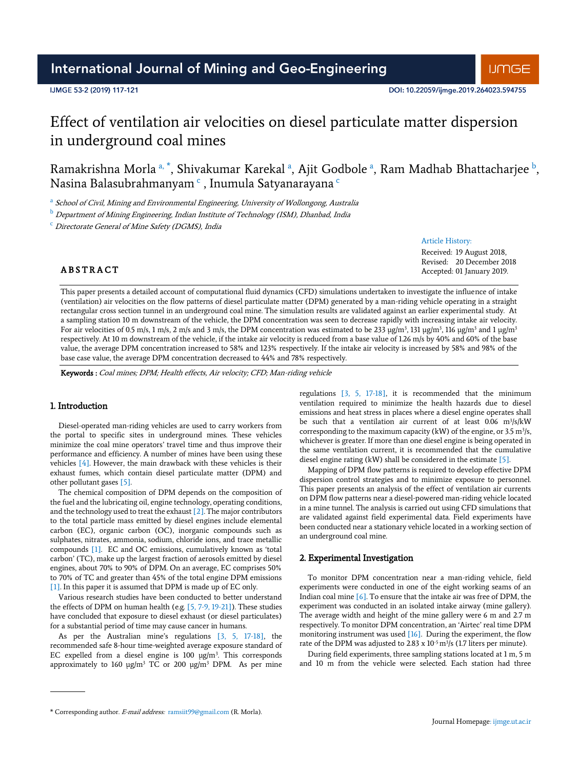# Effect of ventilation air velocities on diesel particulate matter dispersion in underground coal mines

Ramakrishna Morla [a, *], Shivakumar Karekal [a], Ajit Godbole [a], Ram Madhab Bhattacharjee [b], Nasina Balasubrahmanyam [c], Inumula Satyanarayana [c]

[a] *School of Civil, Mining and Environmental Engineering, University of Wollongong, Australia*

[b] *Department of Mining Engineering, Indian Institute of Technology (ISM), Dhanbad, India*

[c] *Directorate General of Mine Safety (DGMS), India*

Article History:

Received: 19 August 2018,
Revised: 20 December 2018
Accepted: 01 January 2019.

## ABSTRACT

This paper presents a detailed account of computational fluid dynamics (CFD) simulations undertaken to investigate the influence of intake (ventilation) air velocities on the flow patterns of diesel particulate matter (DPM) generated by a man-riding vehicle operating in a straight rectangular cross section tunnel in an underground coal mine. The simulation results are validated against an earlier experimental study. At a sampling station 10 m downstream of the vehicle, the DPM concentration was seen to decrease rapidly with increasing intake air velocity. For air velocities of 0.5 m/s, 1 m/s, 2 m/s and 3 m/s, the DPM concentration was estimated to be 233 μg/m$^3$, 131 μg/m$^3$, 116 μg/m$^3$ and 1 μg/m$^3$ respectively. At 10 m downstream of the vehicle, if the intake air velocity is reduced from a base value of 1.26 m/s by 40% and 60% of the base value, the average DPM concentration increased to 58% and 123% respectively. If the intake air velocity is increased by 58% and 98% of the base case value, the average DPM concentration decreased to 44% and 78% respectively.

**Keywords :** *Coal mines; DPM; Health effects, Air velocity; CFD; Man-riding vehicle*

## 1. Introduction

Diesel-operated man-riding vehicles are used to carry workers from the portal to specific sites in underground mines. These vehicles minimize the coal mine operators' travel time and thus improve their performance and efficiency. A number of mines have been using these vehicles [4]. However, the main drawback with these vehicles is their exhaust fumes, which contain diesel particulate matter (DPM) and other pollutant gases [5].

The chemical composition of DPM depends on the composition of the fuel and the lubricating oil, engine technology, operating conditions, and the technology used to treat the exhaust [2]. The major contributors to the total particle mass emitted by diesel engines include elemental carbon (EC), organic carbon (OC), inorganic compounds such as sulphates, nitrates, ammonia, sodium, chloride ions, and trace metallic compounds [1]. EC and OC emissions, cumulatively known as 'total carbon' (TC), make up the largest fraction of aerosols emitted by diesel engines, about 70% to 90% of DPM. On an average, EC comprises 50% to 70% of TC and greater than 45% of the total engine DPM emissions [1]. In this paper it is assumed that DPM is made up of EC only.

Various research studies have been conducted to better understand the effects of DPM on human health (e.g. [5, 7-9, 19-21]). These studies have concluded that exposure to diesel exhaust (or diesel particulates) for a substantial period of time may cause cancer in humans.

As per the Australian mine's regulations [3, 5, 17-18], the recommended safe 8-hour time-weighted average exposure standard of EC expelled from a diesel engine is 100 μg/m$^3$. This corresponds approximately to 160 μg/m$^3$ TC or 200 μg/m$^3$ DPM. As per mine regulations [3, 5, 17-18], it is recommended that the minimum ventilation required to minimize the health hazards due to diesel emissions and heat stress in places where a diesel engine operates shall be such that a ventilation air current of at least 0.06 m$^3$/s/kW corresponding to the maximum capacity (kW) of the engine, or 3.5 m$^3$/s, whichever is greater. If more than one diesel engine is being operated in the same ventilation current, it is recommended that the cumulative diesel engine rating (kW) shall be considered in the estimate [5].

Mapping of DPM flow patterns is required to develop effective DPM dispersion control strategies and to minimize exposure to personnel. This paper presents an analysis of the effect of ventilation air currents on DPM flow patterns near a diesel-powered man-riding vehicle located in a mine tunnel. The analysis is carried out using CFD simulations that are validated against field experimental data. Field experiments have been conducted near a stationary vehicle located in a working section of an underground coal mine.

## 2. Experimental Investigation

To monitor DPM concentration near a man-riding vehicle, field experiments were conducted in one of the eight working seams of an Indian coal mine [6]. To ensure that the intake air was free of DPM, the experiment was conducted in an isolated intake airway (mine gallery). The average width and height of the mine gallery were 6 m and 2.7 m respectively. To monitor DPM concentration, an 'Airtec' real time DPM monitoring instrument was used [16]. During the experiment, the flow rate of the DPM was adjusted to 2.83 x 10$^{-5}$ m$^3$/s (1.7 liters per minute).

During field experiments, three sampling stations located at 1 m, 5 m and 10 m from the vehicle were selected. Each station had three

* Corresponding author. *E-mail address:* ramsiit99@gmail.com (R. Morla).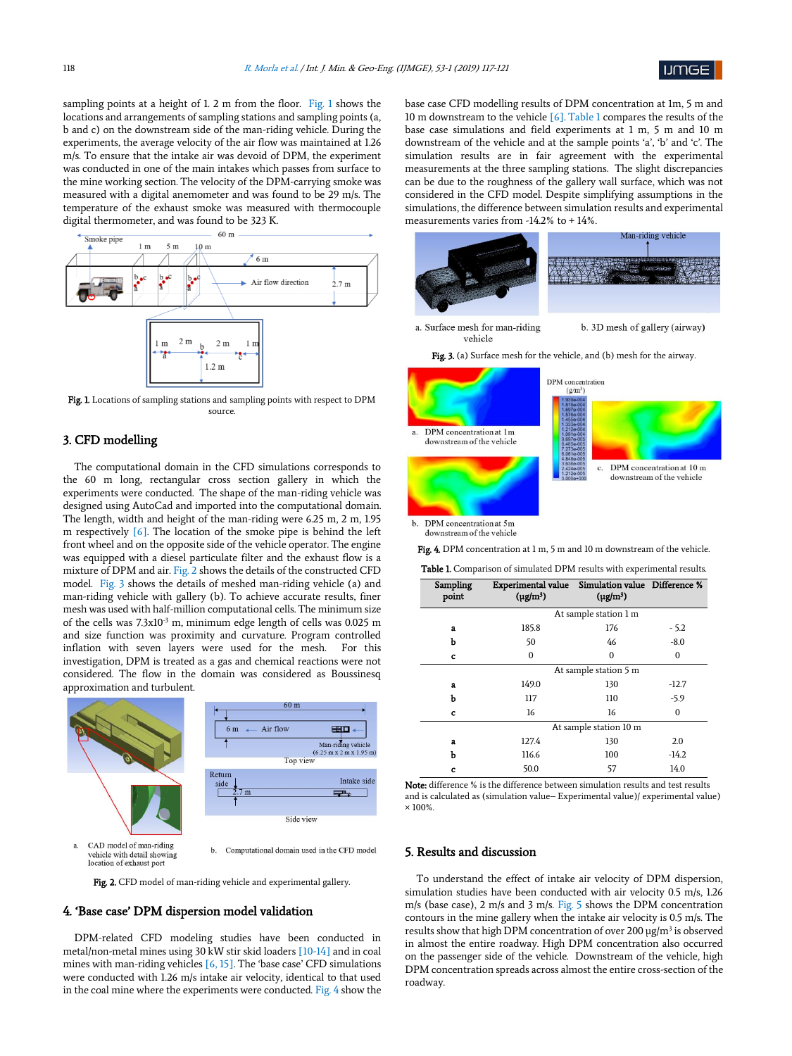sampling points at a height of 1. 2 m from the floor. Fig. 1 shows the locations and arrangements of sampling stations and sampling points (a, b and c) on the downstream side of the man-riding vehicle. During the experiments, the average velocity of the air flow was maintained at 1.26 m/s. To ensure that the intake air was devoid of DPM, the experiment was conducted in one of the main intakes which passes from surface to the mine working section. The velocity of the DPM-carrying smoke was measured with a digital anemometer and was found to be 29 m/s. The temperature of the exhaust smoke was measured with thermocouple digital thermometer, and was found to be 323 K.

**Fig. 1.** Locations of sampling stations and sampling points with respect to DPM source.

## 3. CFD modelling

The computational domain in the CFD simulations corresponds to the 60 m long, rectangular cross section gallery in which the experiments were conducted. The shape of the man-riding vehicle was designed using AutoCad and imported into the computational domain. The length, width and height of the man-riding were 6.25 m, 2 m, 1.95 m respectively [6]. The location of the smoke pipe is behind the left front wheel and on the opposite side of the vehicle operator. The engine was equipped with a diesel particulate filter and the exhaust flow is a mixture of DPM and air. Fig. 2 shows the details of the constructed CFD model. Fig. 3 shows the details of meshed man-riding vehicle (a) and man-riding vehicle with gallery (b). To achieve accurate results, finer mesh was used with half-million computational cells. The minimum size of the cells was $7.3\text{x}10^{-3}$ m, minimum edge length of cells was 0.025 m and size function was proximity and curvature. Program controlled inflation with seven layers were used for the mesh. For this investigation, DPM is treated as a gas and chemical reactions were not considered. The flow in the domain was considered as Boussinesq approximation and turbulent.

**Fig. 2.** CFD model of man-riding vehicle and experimental gallery.

## 4. 'Base case' DPM dispersion model validation

DPM-related CFD modeling studies have been conducted in metal/non-metal mines using 30 kW stir skid loaders [10-14] and in coal mines with man-riding vehicles [6, 15]. The 'base case' CFD simulations were conducted with 1.26 m/s intake air velocity, identical to that used in the coal mine where the experiments were conducted. Fig. 4 show the base case CFD modelling results of DPM concentration at 1m, 5 m and 10 m downstream to the vehicle [6]. Table 1 compares the results of the base case simulations and field experiments at 1 m, 5 m and 10 m downstream of the vehicle and at the sample points 'a', 'b' and 'c'. The simulation results are in fair agreement with the experimental measurements at the three sampling stations. The slight discrepancies can be due to the roughness of the gallery wall surface, which was not considered in the CFD model. Despite simplifying assumptions in the simulations, the difference between simulation results and experimental measurements varies from -14.2% to + 14%.

**Fig. 3.** (a) Surface mesh for the vehicle, and (b) mesh for the airway.

**Fig. 4.** DPM concentration at 1 m, 5 m and 10 m downstream of the vehicle.

**Table 1.** Comparison of simulated DPM results with experimental results.

| Sampling point | Experimental value ($\mu g/m^3$) | Simulation value ($\mu g/m^3$) | Difference % |
|---|---|---|---|
| | At sample station 1 m | | |
| a | 185.8 | 176 | - 5.2 |
| b | 50 | 46 | -8.0 |
| c | 0 | 0 | 0 |
| | At sample station 5 m | | |
| a | 149.0 | 130 | -12.7 |
| b | 117 | 110 | -5.9 |
| c | 16 | 16 | 0 |
| | At sample station 10 m | | |
| a | 127.4 | 130 | 2.0 |
| b | 116.6 | 100 | -14.2 |
| c | 50.0 | 57 | 14.0 |

**Note:** difference % is the difference between simulation results and test results and is calculated as (simulation value– Experimental value)/ experimental value) × 100%.

## 5. Results and discussion

To understand the effect of intake air velocity of DPM dispersion, simulation studies have been conducted with air velocity 0.5 m/s, 1.26 m/s (base case), 2 m/s and 3 m/s. Fig. 5 shows the DPM concentration contours in the mine gallery when the intake air velocity is 0.5 m/s. The results show that high DPM concentration of over 200 $\mu g/m^3$ is observed in almost the entire roadway. High DPM concentration also occurred on the passenger side of the vehicle. Downstream of the vehicle, high DPM concentration spreads across almost the entire cross-section of the roadway.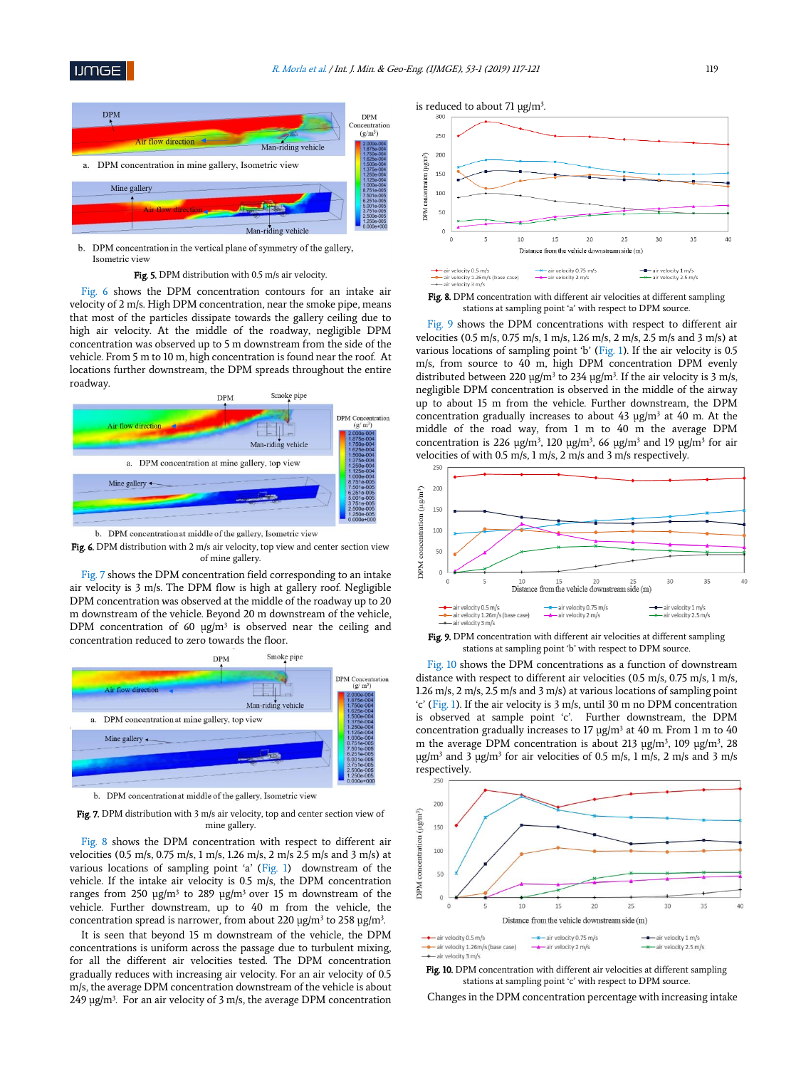a. DPM concentration in mine gallery, Isometric view

b. DPM concentration in the vertical plane of symmetry of the gallery, Isometric view

**Fig. 5.** DPM distribution with 0.5 m/s air velocity.

Fig. 6 shows the DPM concentration contours for an intake air velocity of 2 m/s. High DPM concentration, near the smoke pipe, means that most of the particles dissipate towards the gallery ceiling due to high air velocity. At the middle of the roadway, negligible DPM concentration was observed up to 5 m downstream from the side of the vehicle. From 5 m to 10 m, high concentration is found near the roof. At locations further downstream, the DPM spreads throughout the entire roadway.

a. DPM concentration at mine gallery, top view

b. DPM concentration at middle of the gallery, Isometric view

**Fig. 6.** DPM distribution with 2 m/s air velocity, top view and center section view of mine gallery.

Fig. 7 shows the DPM concentration field corresponding to an intake air velocity is 3 m/s. The DPM flow is high at gallery roof. Negligible DPM concentration was observed at the middle of the roadway up to 20 m downstream of the vehicle. Beyond 20 m downstream of the vehicle, DPM concentration of 60 μg/m³ is observed near the ceiling and concentration reduced to zero towards the floor.

a. DPM concentration at mine gallery, top view

b. DPM concentration at middle of the gallery, Isometric view

**Fig. 7.** DPM distribution with 3 m/s air velocity, top and center section view of mine gallery.

Fig. 8 shows the DPM concentration with respect to different air velocities (0.5 m/s, 0.75 m/s, 1 m/s, 1.26 m/s, 2 m/s 2.5 m/s and 3 m/s) at various locations of sampling point 'a' (Fig. 1) downstream of the vehicle. If the intake air velocity is 0.5 m/s, the DPM concentration ranges from 250 μg/m³ to 289 μg/m³ over 15 m downstream of the vehicle. Further downstream, up to 40 m from the vehicle, the concentration spread is narrower, from about 220 μg/m³ to 258 μg/m³.

It is seen that beyond 15 m downstream of the vehicle, the DPM concentrations is uniform across the passage due to turbulent mixing, for all the different air velocities tested. The DPM concentration gradually reduces with increasing air velocity. For an air velocity of 0.5 m/s, the average DPM concentration downstream of the vehicle is about 249 μg/m³. For an air velocity of 3 m/s, the average DPM concentration is reduced to about 71 μg/m³.

**Fig. 8.** DPM concentration with different air velocities at different sampling stations at sampling point 'a' with respect to DPM source.

Fig. 9 shows the DPM concentrations with respect to different air velocities (0.5 m/s, 0.75 m/s, 1 m/s, 1.26 m/s, 2 m/s, 2.5 m/s and 3 m/s) at various locations of sampling point 'b' (Fig. 1). If the air velocity is 0.5 m/s, from source to 40 m, high DPM concentration evenly distributed between 220 μg/m³ to 234 μg/m³. If the air velocity is 3 m/s, negligible DPM concentration is observed in the middle of the airway up to about 15 m from the vehicle. Further downstream, the DPM concentration gradually increases to about 43 μg/m³ at 40 m. At the middle of the road way, from 1 m to 40 m the average DPM concentration is 226 μg/m³, 120 μg/m³, 66 μg/m³ and 19 μg/m³ for air velocities of with 0.5 m/s, 1 m/s, 2 m/s and 3 m/s respectively.

**Fig. 9.** DPM concentration with different air velocities at different sampling stations at sampling point 'b' with respect to DPM source.

Fig. 10 shows the DPM concentrations as a function of downstream distance with respect to different air velocities (0.5 m/s, 0.75 m/s, 1 m/s, 1.26 m/s, 2 m/s, 2.5 m/s and 3 m/s) at various locations of sampling point 'c' (Fig. 1). If the air velocity is 3 m/s, until 30 m no DPM concentration is observed at sample point 'c'. Further downstream, the DPM concentration gradually increases to 17 μg/m³ at 40 m. From 1 m to 40 m the average DPM concentration is about 213 μg/m³, 109 μg/m³, 28 μg/m³ and 3 μg/m³ for air velocities of 0.5 m/s, 1 m/s, 2 m/s and 3 m/s respectively.

**Fig. 10.** DPM concentration with different air velocities at different sampling stations at sampling point 'c' with respect to DPM source.

Changes in the DPM concentration percentage with increasing intake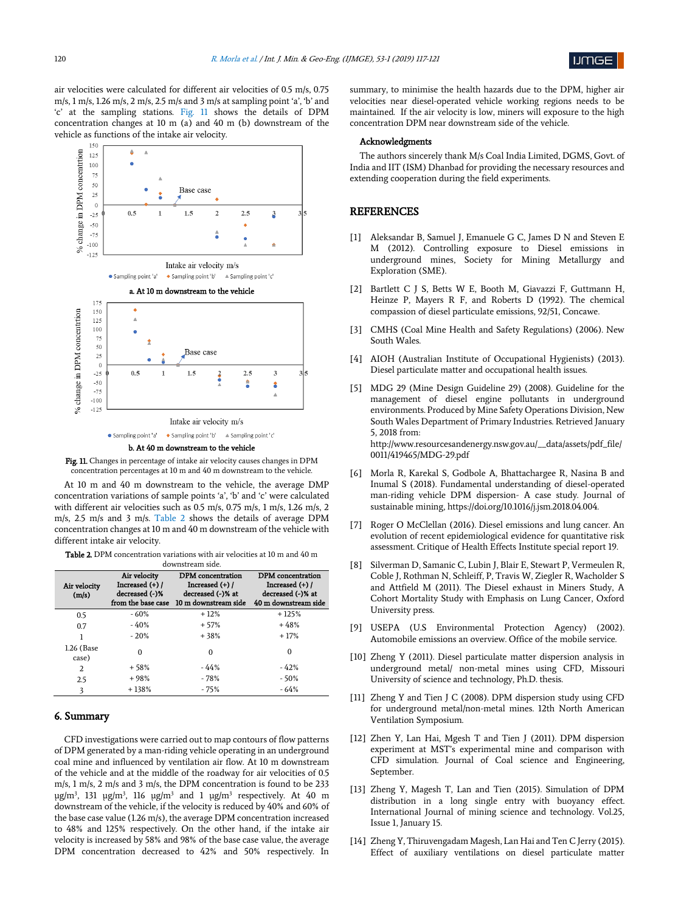air velocities were calculated for different air velocities of 0.5 m/s, 0.75 m/s, 1 m/s, 1.26 m/s, 2 m/s, 2.5 m/s and 3 m/s at sampling point 'a', 'b' and 'c' at the sampling stations. Fig. 11 shows the details of DPM concentration changes at 10 m (a) and 40 m (b) downstream of the vehicle as functions of the intake air velocity.

a. At 10 m downstream to the vehicle

b. At 40 m downstream to the vehicle

**Fig. 11.** Changes in percentage of intake air velocity causes changes in DPM concentration percentages at 10 m and 40 m downstream to the vehicle.

At 10 m and 40 m downstream to the vehicle, the average DMP concentration variations of sample points 'a', 'b' and 'c' were calculated with different air velocities such as 0.5 m/s, 0.75 m/s, 1 m/s, 1.26 m/s, 2 m/s, 2.5 m/s and 3 m/s. Table 2 shows the details of average DPM concentration changes at 10 m and 40 m downstream of the vehicle with different intake air velocity.

**Table 2.** DPM concentration variations with air velocities at 10 m and 40 m downstream side.

| Air velocity (m/s) | Air velocity Increased (+) / decreased (-)% from the base case | DPM concentration Increased (+) / decreased (-)% at 10 m downstream side | DPM concentration Increased (+) / decreased (-)% at 40 m downstream side |
|---|---|---|---|
| 0.5 | - 60% | + 12% | + 125% |
| 0.7 | - 40% | + 57% | + 48% |
| 1 | - 20% | + 38% | + 17% |
| 1.26 (Base case) | 0 | 0 | 0 |
| 2 | + 58% | - 44% | - 42% |
| 2.5 | + 98% | - 78% | - 50% |
| 3 | + 138% | - 75% | - 64% |

## 6. Summary

CFD investigations were carried out to map contours of flow patterns of DPM generated by a man-riding vehicle operating in an underground coal mine and influenced by ventilation air flow. At 10 m downstream of the vehicle and at the middle of the roadway for air velocities of 0.5 m/s, 1 m/s, 2 m/s and 3 m/s, the DPM concentration is found to be 233 μg/m$^3$, 131 μg/m$^3$, 116 μg/m$^3$ and 1 μg/m$^3$ respectively. At 40 m downstream of the vehicle, if the velocity is reduced by 40% and 60% of the base case value (1.26 m/s), the average DPM concentration increased to 48% and 125% respectively. On the other hand, if the intake air velocity is increased by 58% and 98% of the base case value, the average DPM concentration decreased to 42% and 50% respectively. In summary, to minimise the health hazards due to the DPM, higher air velocities near diesel-operated vehicle working regions needs to be maintained. If the air velocity is low, miners will exposure to the high concentration DPM near downstream side of the vehicle.

### Acknowledgments

The authors sincerely thank M/s Coal India Limited, DGMS, Govt. of India and IIT (ISM) Dhanbad for providing the necessary resources and extending cooperation during the field experiments.

## REFERENCES

[1] Aleksandar B, Samuel J, Emanuele G C, James D N and Steven E M (2012). Controlling exposure to Diesel emissions in underground mines, Society for Mining Metallurgy and Exploration (SME).

[2] Bartlett C J S, Betts W E, Booth M, Giavazzi F, Guttmann H, Heinze P, Mayers R F, and Roberts D (1992). The chemical compassion of diesel particulate emissions, 92/51, Concawe.

[3] CMHS (Coal Mine Health and Safety Regulations) (2006). New South Wales.

[4] AIOH (Australian Institute of Occupational Hygienists) (2013). Diesel particulate matter and occupational health issues.

[5] MDG 29 (Mine Design Guideline 29) (2008). Guideline for the management of diesel engine pollutants in underground environments. Produced by Mine Safety Operations Division, New South Wales Department of Primary Industries. Retrieved January 5, 2018 from: http://www.resourcesandenergy.nsw.gov.au/__data/assets/pdf_file/0011/419465/MDG-29.pdf

[6] Morla R, Karekal S, Godbole A, Bhattachargee R, Nasina B and Inumal S (2018). Fundamental understanding of diesel-operated man-riding vehicle DPM dispersion- A case study. Journal of sustainable mining, https://doi.org/10.1016/j.jsm.2018.04.004.

[7] Roger O McClellan (2016). Diesel emissions and lung cancer. An evolution of recent epidemiological evidence for quantitative risk assessment. Critique of Health Effects Institute special report 19.

[8] Silverman D, Samanic C, Lubin J, Blair E, Stewart P, Vermeulen R, Coble J, Rothman N, Schleiff, P, Travis W, Ziegler R, Wacholder S and Attfield M (2011). The Diesel exhaust in Miners Study, A Cohort Mortality Study with Emphasis on Lung Cancer, Oxford University press.

[9] USEPA (U.S Environmental Protection Agency) (2002). Automobile emissions an overview. Office of the mobile service.

[10] Zheng Y (2011). Diesel particulate matter dispersion analysis in underground metal/ non-metal mines using CFD, Missouri University of science and technology, Ph.D. thesis.

[11] Zheng Y and Tien J C (2008). DPM dispersion study using CFD for underground metal/non-metal mines. 12th North American Ventilation Symposium.

[12] Zhen Y, Lan Hai, Mgesh T and Tien J (2011). DPM dispersion experiment at MST's experimental mine and comparison with CFD simulation. Journal of Coal science and Engineering, September.

[13] Zheng Y, Magesh T, Lan and Tien (2015). Simulation of DPM distribution in a long single entry with buoyancy effect. International Journal of mining science and technology. Vol.25, Issue 1, January 15.

[14] Zheng Y, Thiruvengadam Magesh, Lan Hai and Ten C Jerry (2015). Effect of auxiliary ventilations on diesel particulate matter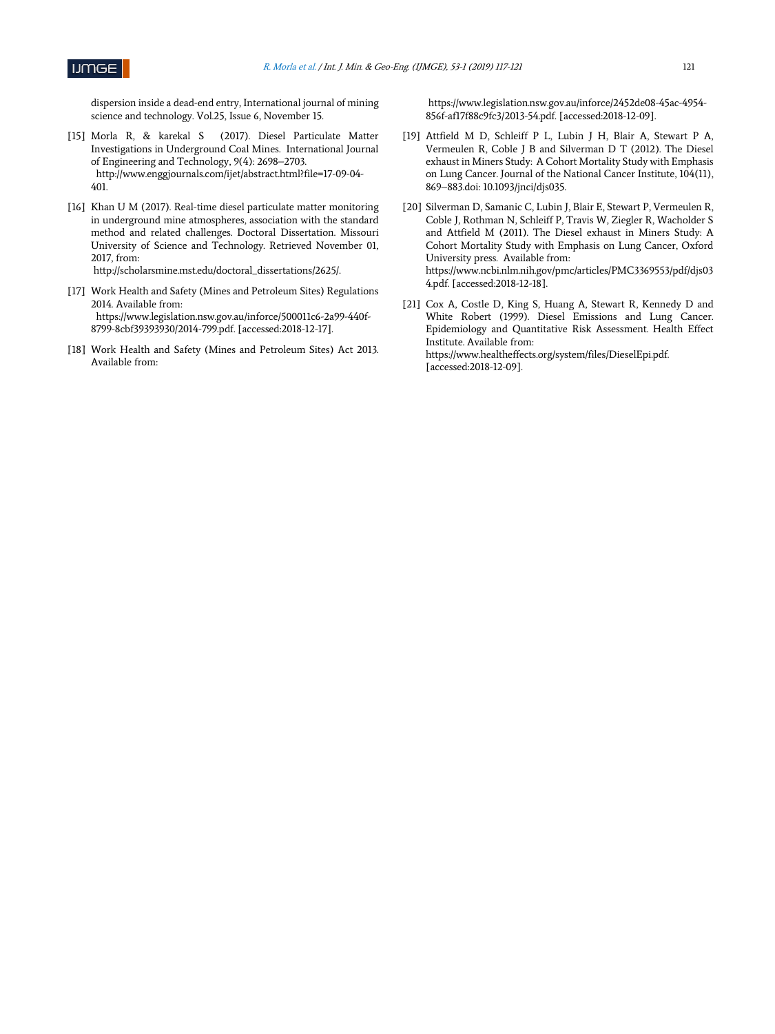dispersion inside a dead-end entry, International journal of mining science and technology. Vol.25, Issue 6, November 15.

[15] Morla R, & karekal S (2017). Diesel Particulate Matter Investigations in Underground Coal Mines. International Journal of Engineering and Technology, 9(4): 2698–2703. http://www.enggjournals.com/ijet/abstract.html?file=17-09-04-401.

[16] Khan U M (2017). Real-time diesel particulate matter monitoring in underground mine atmospheres, association with the standard method and related challenges. Doctoral Dissertation. Missouri University of Science and Technology. Retrieved November 01, 2017, from: http://scholarsmine.mst.edu/doctoral_dissertations/2625/.

[17] Work Health and Safety (Mines and Petroleum Sites) Regulations 2014. Available from: https://www.legislation.nsw.gov.au/inforce/500011c6-2a99-440f-8799-8cbf39393930/2014-799.pdf. [accessed:2018-12-17].

[18] Work Health and Safety (Mines and Petroleum Sites) Act 2013. Available from: https://www.legislation.nsw.gov.au/inforce/2452de08-45ac-4954-856f-af17f88c9fc3/2013-54.pdf. [accessed:2018-12-09].

[19] Attfield M D, Schleiff P L, Lubin J H, Blair A, Stewart P A, Vermeulen R, Coble J B and Silverman D T (2012). The Diesel exhaust in Miners Study: A Cohort Mortality Study with Emphasis on Lung Cancer. Journal of the National Cancer Institute, 104(11), 869–883.doi: 10.1093/jnci/djs035.

[20] Silverman D, Samanic C, Lubin J, Blair E, Stewart P, Vermeulen R, Coble J, Rothman N, Schleiff P, Travis W, Ziegler R, Wacholder S and Attfield M (2011). The Diesel exhaust in Miners Study: A Cohort Mortality Study with Emphasis on Lung Cancer, Oxford University press. Available from: https://www.ncbi.nlm.nih.gov/pmc/articles/PMC3369553/pdf/djs034.pdf. [accessed:2018-12-18].

[21] Cox A, Costle D, King S, Huang A, Stewart R, Kennedy D and White Robert (1999). Diesel Emissions and Lung Cancer. Epidemiology and Quantitative Risk Assessment. Health Effect Institute. Available from: https://www.healtheffects.org/system/files/DieselEpi.pdf. [accessed:2018-12-09].